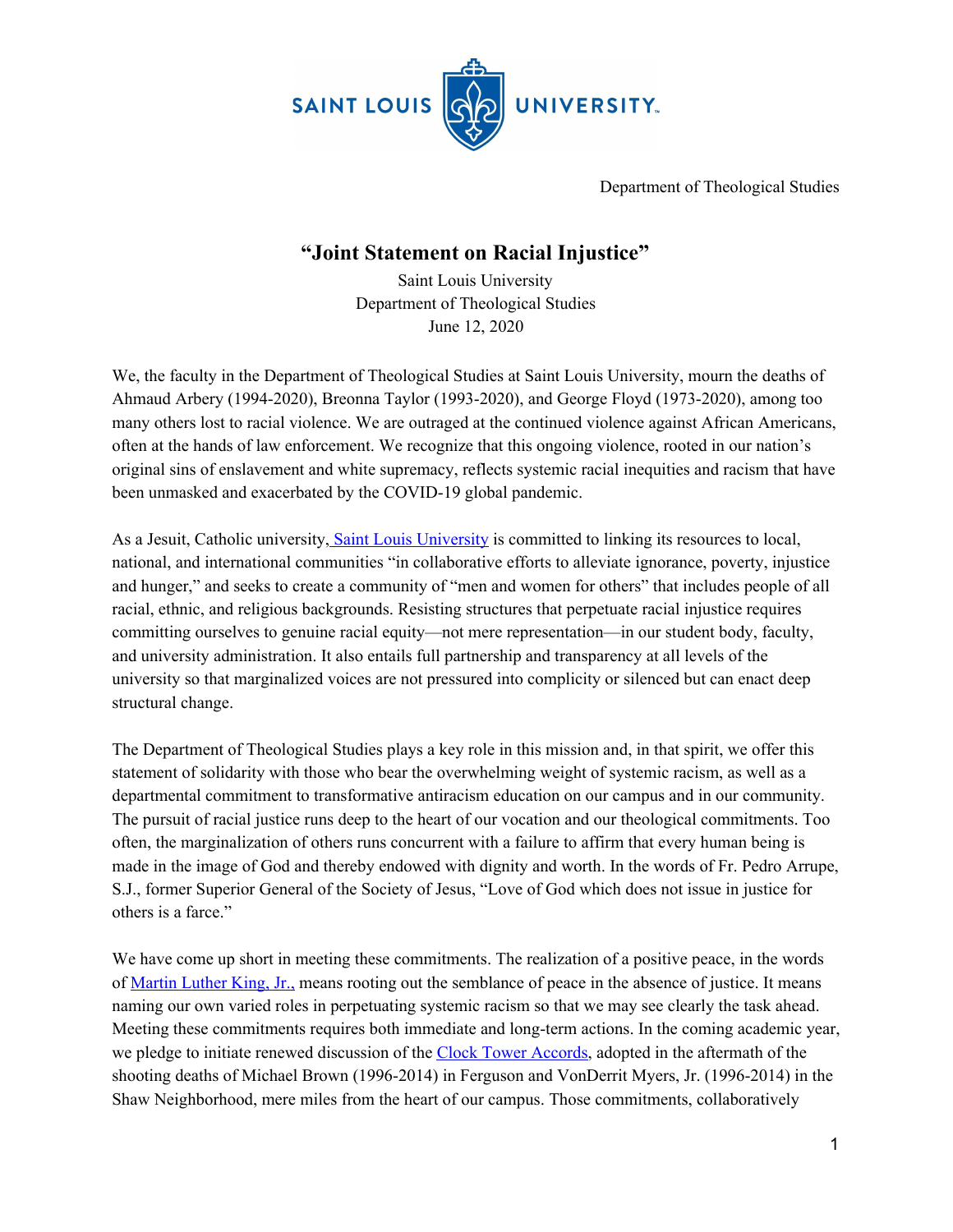SAINT LOUIS UNIVERSITY

Department of Theological Studies

# "Joint Statement on Racial Injustice"

Saint Louis University
Department of Theological Studies
June 12, 2020

We, the faculty in the Department of Theological Studies at Saint Louis University, mourn the deaths of Ahmaud Arbery (1994-2020), Breonna Taylor (1993-2020), and George Floyd (1973-2020), among too many others lost to racial violence. We are outraged at the continued violence against African Americans, often at the hands of law enforcement. We recognize that this ongoing violence, rooted in our nation's original sins of enslavement and white supremacy, reflects systemic racial inequities and racism that have been unmasked and exacerbated by the COVID-19 global pandemic.

As a Jesuit, Catholic university, Saint Louis University is committed to linking its resources to local, national, and international communities "in collaborative efforts to alleviate ignorance, poverty, injustice and hunger," and seeks to create a community of "men and women for others" that includes people of all racial, ethnic, and religious backgrounds. Resisting structures that perpetuate racial injustice requires committing ourselves to genuine racial equity—not mere representation—in our student body, faculty, and university administration. It also entails full partnership and transparency at all levels of the university so that marginalized voices are not pressured into complicity or silenced but can enact deep structural change.

The Department of Theological Studies plays a key role in this mission and, in that spirit, we offer this statement of solidarity with those who bear the overwhelming weight of systemic racism, as well as a departmental commitment to transformative antiracism education on our campus and in our community. The pursuit of racial justice runs deep to the heart of our vocation and our theological commitments. Too often, the marginalization of others runs concurrent with a failure to affirm that every human being is made in the image of God and thereby endowed with dignity and worth. In the words of Fr. Pedro Arrupe, S.J., former Superior General of the Society of Jesus, "Love of God which does not issue in justice for others is a farce."

We have come up short in meeting these commitments. The realization of a positive peace, in the words of Martin Luther King, Jr., means rooting out the semblance of peace in the absence of justice. It means naming our own varied roles in perpetuating systemic racism so that we may see clearly the task ahead. Meeting these commitments requires both immediate and long-term actions. In the coming academic year, we pledge to initiate renewed discussion of the Clock Tower Accords, adopted in the aftermath of the shooting deaths of Michael Brown (1996-2014) in Ferguson and VonDerrit Myers, Jr. (1996-2014) in the Shaw Neighborhood, mere miles from the heart of our campus. Those commitments, collaboratively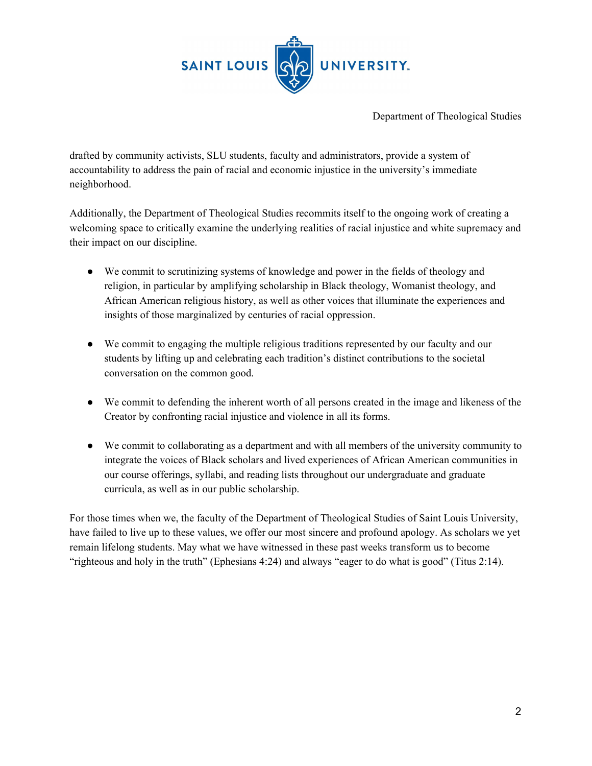drafted by community activists, SLU students, faculty and administrators, provide a system of accountability to address the pain of racial and economic injustice in the university's immediate neighborhood.

Additionally, the Department of Theological Studies recommits itself to the ongoing work of creating a welcoming space to critically examine the underlying realities of racial injustice and white supremacy and their impact on our discipline.

- We commit to scrutinizing systems of knowledge and power in the fields of theology and religion, in particular by amplifying scholarship in Black theology, Womanist theology, and African American religious history, as well as other voices that illuminate the experiences and insights of those marginalized by centuries of racial oppression.

- We commit to engaging the multiple religious traditions represented by our faculty and our students by lifting up and celebrating each tradition's distinct contributions to the societal conversation on the common good.

- We commit to defending the inherent worth of all persons created in the image and likeness of the Creator by confronting racial injustice and violence in all its forms.

- We commit to collaborating as a department and with all members of the university community to integrate the voices of Black scholars and lived experiences of African American communities in our course offerings, syllabi, and reading lists throughout our undergraduate and graduate curricula, as well as in our public scholarship.

For those times when we, the faculty of the Department of Theological Studies of Saint Louis University, have failed to live up to these values, we offer our most sincere and profound apology. As scholars we yet remain lifelong students. May what we have witnessed in these past weeks transform us to become "righteous and holy in the truth" (Ephesians 4:24) and always "eager to do what is good" (Titus 2:14).